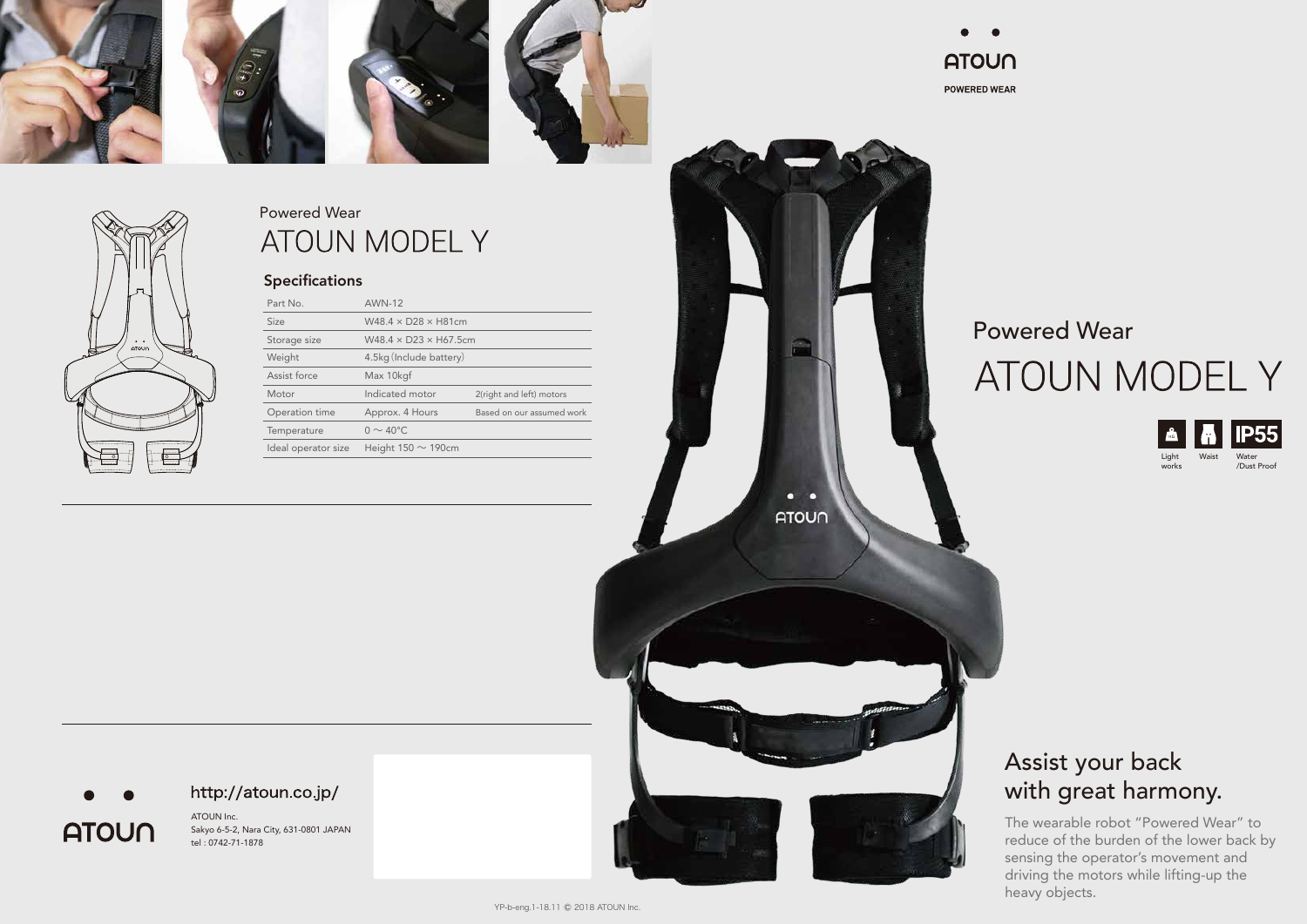ATOUN

POWERED WEAR

# Powered Wear
# ATOUN MODEL Y

## Specifications

| | | |
|---|---|---|
| Part No. | AWN-12 | |
| Size | W48.4 × D28 × H81cm | |
| Storage size | W48.4 × D23 × H67.5cm | |
| Weight | 4.5kg (Include battery) | |
| Assist force | Max 10kgf | |
| Motor | Indicated motor | 2(right and left) motors |
| Operation time | Approx. 4 Hours | Based on our assumed work |
| Temperature | 0 〜 40°C | |
| Ideal operator size | Height 150 〜 190cm | |

ATOUN

http://atoun.co.jp/

ATOUN Inc.
Sakyo 6-5-2, Nara City, 631-0801 JAPAN
tel : 0742-71-1878

# Powered Wear
# ATOUN MODEL Y

Light works | Waist | IP55 Water /Dust Proof

## Assist your back with great harmony.

The wearable robot "Powered Wear" to reduce of the burden of the lower back by sensing the operator's movement and driving the motors while lifting-up the heavy objects.

YP-b-eng.1-18.11 © 2018 ATOUN Inc.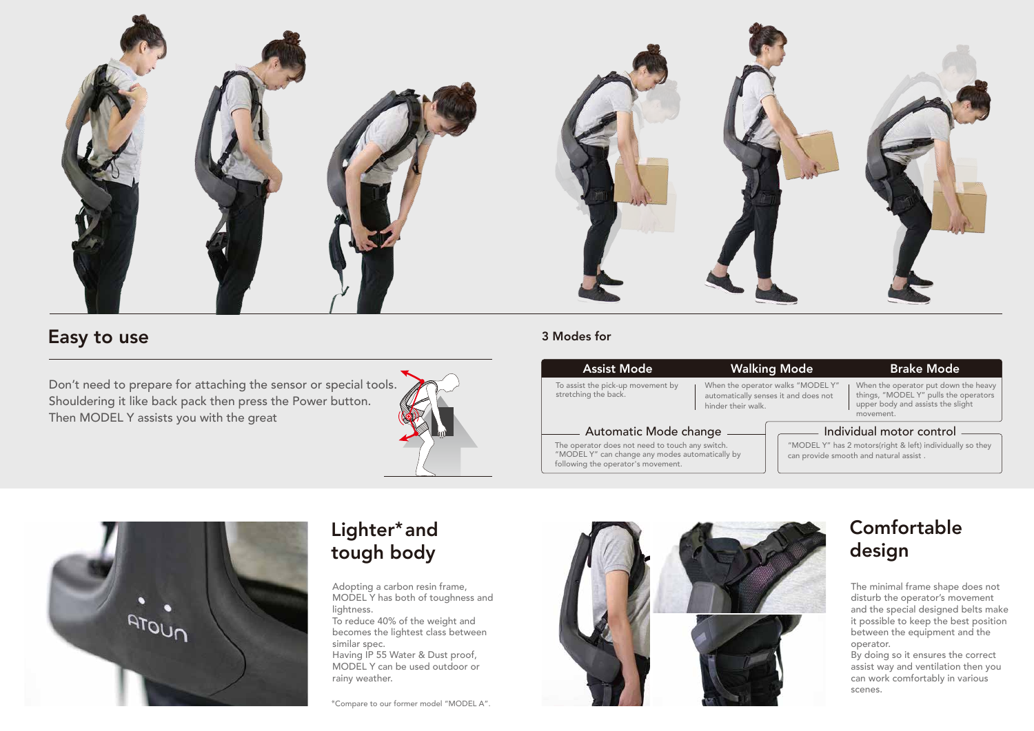## Easy to use

Don't need to prepare for attaching the sensor or special tools.
Shouldering it like back pack then press the Power button.
Then MODEL Y assists you with the great

## 3 Modes for

| Assist Mode | Walking Mode | Brake Mode |
|---|---|---|
| To assist the pick-up movement by stretching the back. | When the operator walks "MODEL Y" automatically senses it and does not hinder their walk. | When the operator put down the heavy things, "MODEL Y" pulls the operators upper body and assists the slight movement. |

### Automatic Mode change

The operator does not need to touch any switch.
"MODEL Y" can change any modes automatically by following the operator's movement.

### Individual motor control

"MODEL Y" has 2 motors(right & left) individually so they can provide smooth and natural assist .

## Lighter* and tough body

Adopting a carbon resin frame, MODEL Y has both of toughness and lightness.
To reduce 40% of the weight and becomes the lightest class between similar spec.
Having IP 55 Water & Dust proof, MODEL Y can be used outdoor or rainy weather.

*Compare to our former model "MODEL A".

## Comfortable design

The minimal frame shape does not disturb the operator's movement and the special designed belts make it possible to keep the best position between the equipment and the operator.
By doing so it ensures the correct assist way and ventilation then you can work comfortably in various scenes.